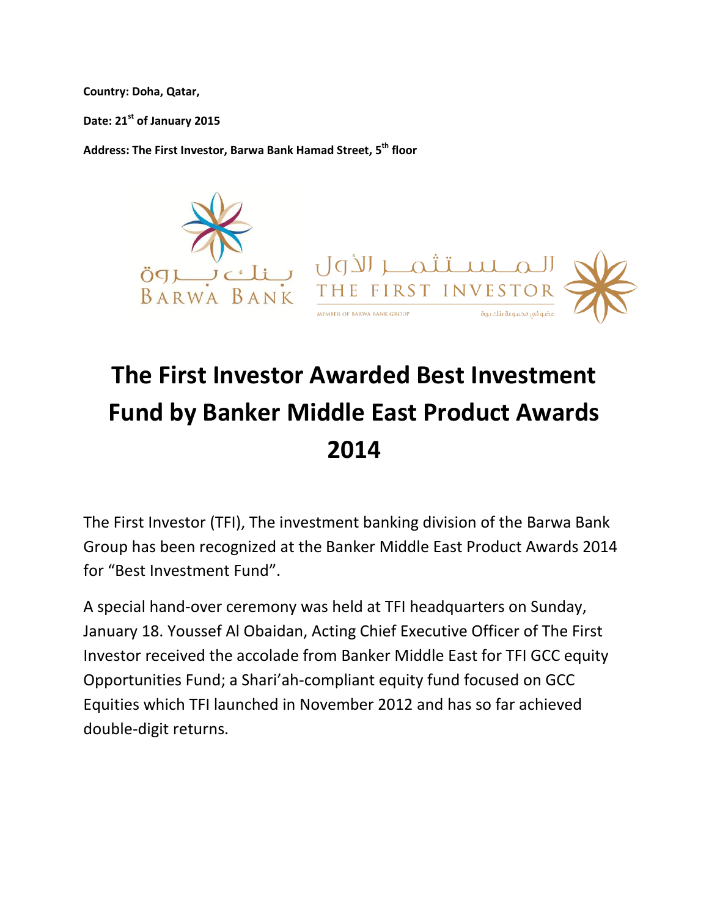**Country: Doha, Qatar,**

**Date: 21st of January 2015**

**Address: The First Investor, Barwa Bank Hamad Street, 5th floor**

# The First Investor Awarded Best Investment Fund by Banker Middle East Product Awards 2014

The First Investor (TFI), The investment banking division of the Barwa Bank Group has been recognized at the Banker Middle East Product Awards 2014 for “Best Investment Fund”.

A special hand-over ceremony was held at TFI headquarters on Sunday, January 18. Youssef Al Obaidan, Acting Chief Executive Officer of The First Investor received the accolade from Banker Middle East for TFI GCC equity Opportunities Fund; a Shari’ah-compliant equity fund focused on GCC Equities which TFI launched in November 2012 and has so far achieved double-digit returns.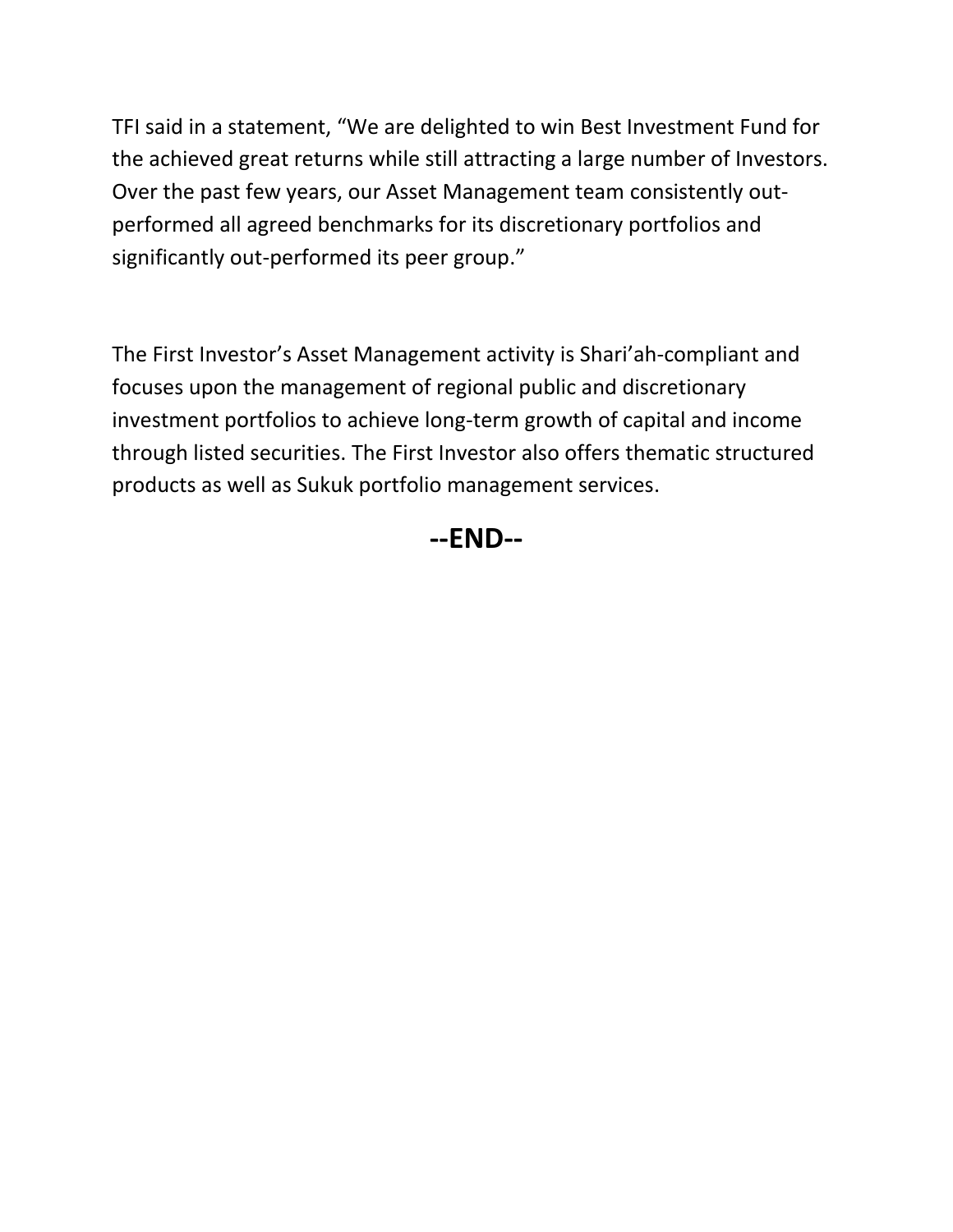TFI said in a statement, "We are delighted to win Best Investment Fund for the achieved great returns while still attracting a large number of Investors. Over the past few years, our Asset Management team consistently out-performed all agreed benchmarks for its discretionary portfolios and significantly out-performed its peer group."

The First Investor's Asset Management activity is Shari'ah-compliant and focuses upon the management of regional public and discretionary investment portfolios to achieve long-term growth of capital and income through listed securities. The First Investor also offers thematic structured products as well as Sukuk portfolio management services.

**--END--**